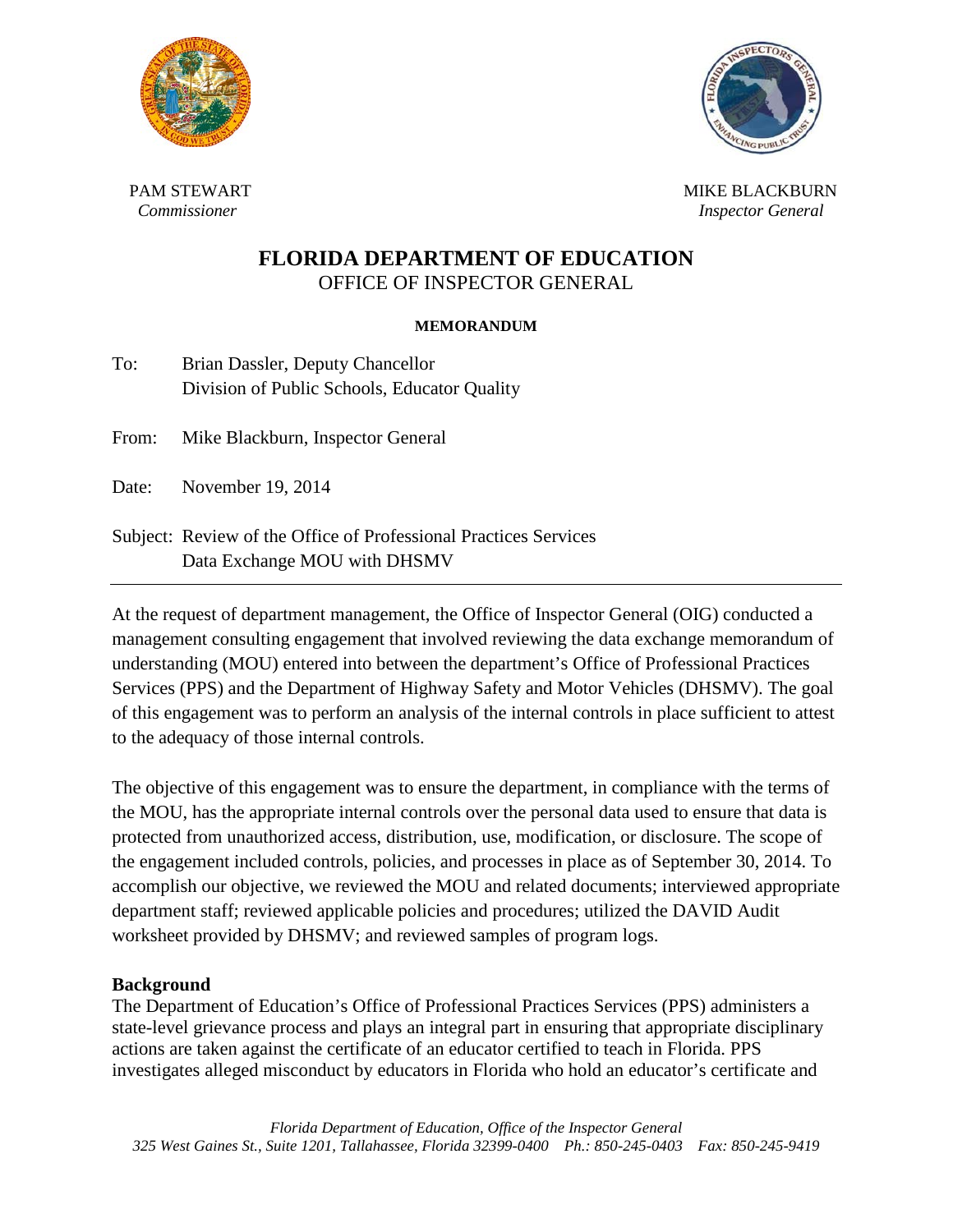PAM STEWART
*Commissioner*

MIKE BLACKBURN
*Inspector General*

# FLORIDA DEPARTMENT OF EDUCATION

OFFICE OF INSPECTOR GENERAL

**MEMORANDUM**

To: Brian Dassler, Deputy Chancellor
Division of Public Schools, Educator Quality

From: Mike Blackburn, Inspector General

Date: November 19, 2014

Subject: Review of the Office of Professional Practices Services Data Exchange MOU with DHSMV

---

At the request of department management, the Office of Inspector General (OIG) conducted a management consulting engagement that involved reviewing the data exchange memorandum of understanding (MOU) entered into between the department's Office of Professional Practices Services (PPS) and the Department of Highway Safety and Motor Vehicles (DHSMV). The goal of this engagement was to perform an analysis of the internal controls in place sufficient to attest to the adequacy of those internal controls.

The objective of this engagement was to ensure the department, in compliance with the terms of the MOU, has the appropriate internal controls over the personal data used to ensure that data is protected from unauthorized access, distribution, use, modification, or disclosure. The scope of the engagement included controls, policies, and processes in place as of September 30, 2014. To accomplish our objective, we reviewed the MOU and related documents; interviewed appropriate department staff; reviewed applicable policies and procedures; utilized the DAVID Audit worksheet provided by DHSMV; and reviewed samples of program logs.

**Background**

The Department of Education's Office of Professional Practices Services (PPS) administers a state-level grievance process and plays an integral part in ensuring that appropriate disciplinary actions are taken against the certificate of an educator certified to teach in Florida. PPS investigates alleged misconduct by educators in Florida who hold an educator's certificate and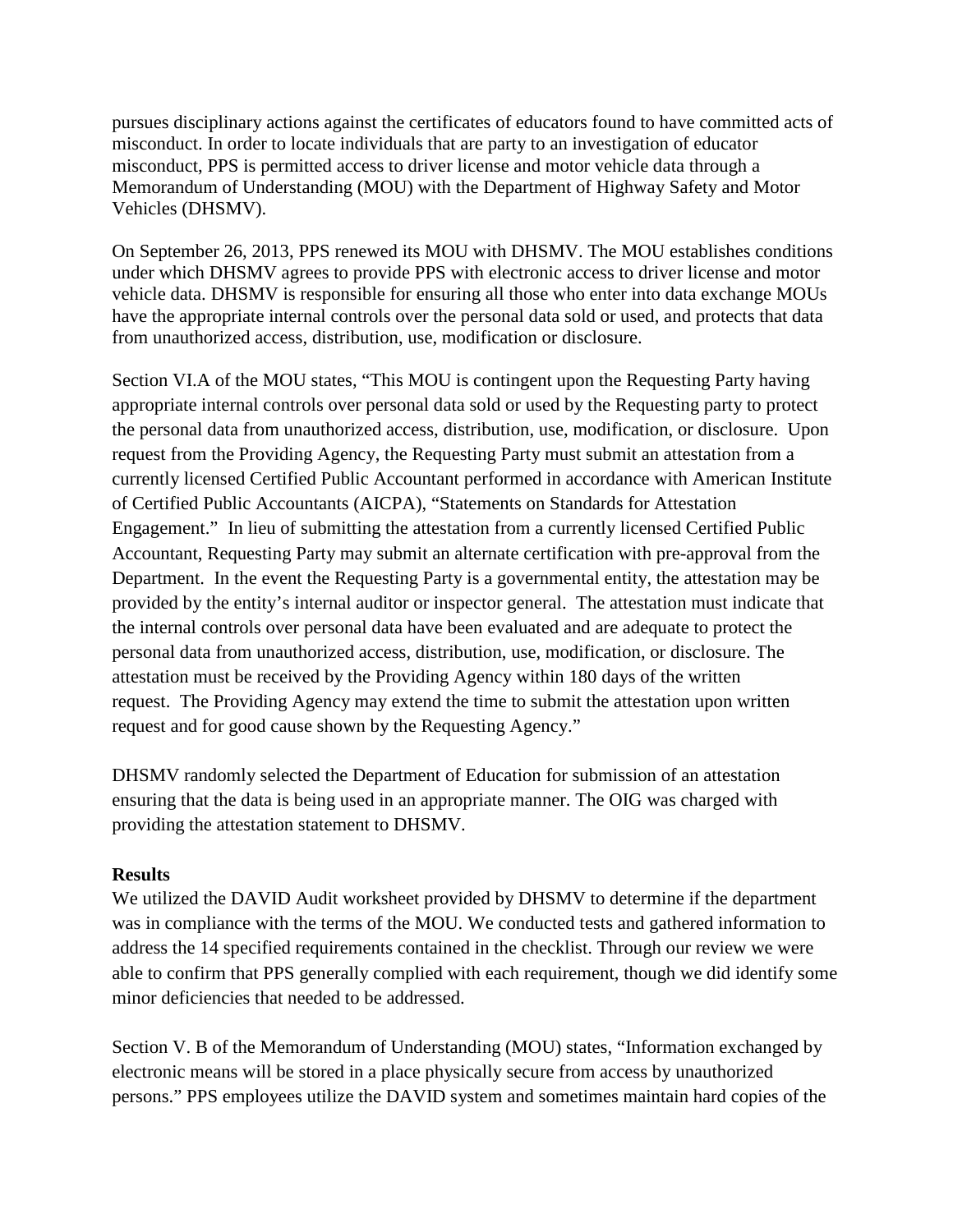pursues disciplinary actions against the certificates of educators found to have committed acts of misconduct. In order to locate individuals that are party to an investigation of educator misconduct, PPS is permitted access to driver license and motor vehicle data through a Memorandum of Understanding (MOU) with the Department of Highway Safety and Motor Vehicles (DHSMV).

On September 26, 2013, PPS renewed its MOU with DHSMV. The MOU establishes conditions under which DHSMV agrees to provide PPS with electronic access to driver license and motor vehicle data. DHSMV is responsible for ensuring all those who enter into data exchange MOUs have the appropriate internal controls over the personal data sold or used, and protects that data from unauthorized access, distribution, use, modification or disclosure.

Section VI.A of the MOU states, "This MOU is contingent upon the Requesting Party having appropriate internal controls over personal data sold or used by the Requesting party to protect the personal data from unauthorized access, distribution, use, modification, or disclosure. Upon request from the Providing Agency, the Requesting Party must submit an attestation from a currently licensed Certified Public Accountant performed in accordance with American Institute of Certified Public Accountants (AICPA), "Statements on Standards for Attestation Engagement." In lieu of submitting the attestation from a currently licensed Certified Public Accountant, Requesting Party may submit an alternate certification with pre-approval from the Department. In the event the Requesting Party is a governmental entity, the attestation may be provided by the entity's internal auditor or inspector general. The attestation must indicate that the internal controls over personal data have been evaluated and are adequate to protect the personal data from unauthorized access, distribution, use, modification, or disclosure. The attestation must be received by the Providing Agency within 180 days of the written request. The Providing Agency may extend the time to submit the attestation upon written request and for good cause shown by the Requesting Agency."

DHSMV randomly selected the Department of Education for submission of an attestation ensuring that the data is being used in an appropriate manner. The OIG was charged with providing the attestation statement to DHSMV.

**Results**

We utilized the DAVID Audit worksheet provided by DHSMV to determine if the department was in compliance with the terms of the MOU. We conducted tests and gathered information to address the 14 specified requirements contained in the checklist. Through our review we were able to confirm that PPS generally complied with each requirement, though we did identify some minor deficiencies that needed to be addressed.

Section V. B of the Memorandum of Understanding (MOU) states, "Information exchanged by electronic means will be stored in a place physically secure from access by unauthorized persons." PPS employees utilize the DAVID system and sometimes maintain hard copies of the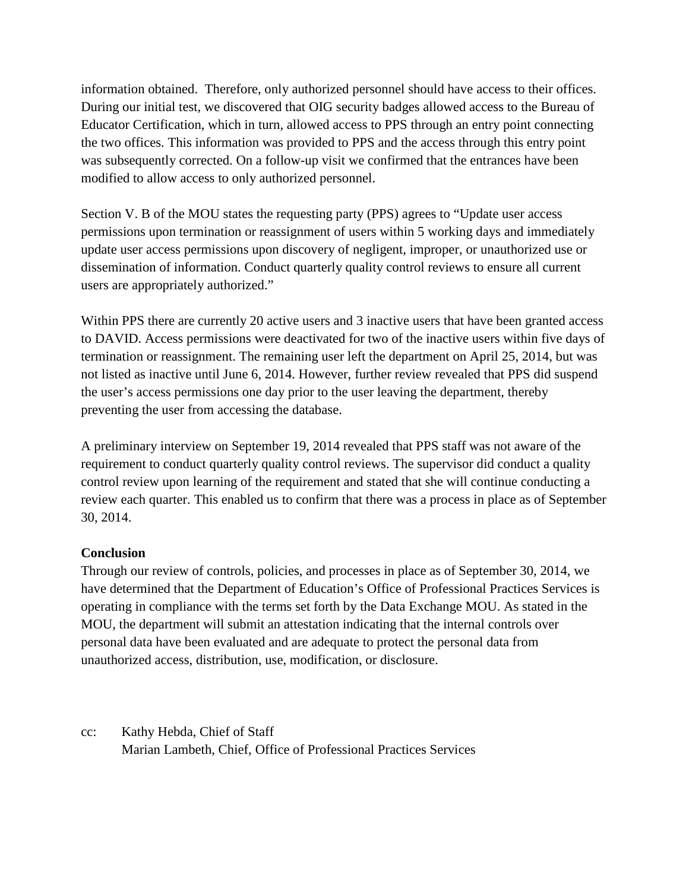information obtained. Therefore, only authorized personnel should have access to their offices. During our initial test, we discovered that OIG security badges allowed access to the Bureau of Educator Certification, which in turn, allowed access to PPS through an entry point connecting the two offices. This information was provided to PPS and the access through this entry point was subsequently corrected. On a follow-up visit we confirmed that the entrances have been modified to allow access to only authorized personnel.

Section V. B of the MOU states the requesting party (PPS) agrees to "Update user access permissions upon termination or reassignment of users within 5 working days and immediately update user access permissions upon discovery of negligent, improper, or unauthorized use or dissemination of information. Conduct quarterly quality control reviews to ensure all current users are appropriately authorized."

Within PPS there are currently 20 active users and 3 inactive users that have been granted access to DAVID. Access permissions were deactivated for two of the inactive users within five days of termination or reassignment. The remaining user left the department on April 25, 2014, but was not listed as inactive until June 6, 2014. However, further review revealed that PPS did suspend the user's access permissions one day prior to the user leaving the department, thereby preventing the user from accessing the database.

A preliminary interview on September 19, 2014 revealed that PPS staff was not aware of the requirement to conduct quarterly quality control reviews. The supervisor did conduct a quality control review upon learning of the requirement and stated that she will continue conducting a review each quarter. This enabled us to confirm that there was a process in place as of September 30, 2014.

**Conclusion**

Through our review of controls, policies, and processes in place as of September 30, 2014, we have determined that the Department of Education's Office of Professional Practices Services is operating in compliance with the terms set forth by the Data Exchange MOU. As stated in the MOU, the department will submit an attestation indicating that the internal controls over personal data have been evaluated and are adequate to protect the personal data from unauthorized access, distribution, use, modification, or disclosure.

cc: Kathy Hebda, Chief of Staff
Marian Lambeth, Chief, Office of Professional Practices Services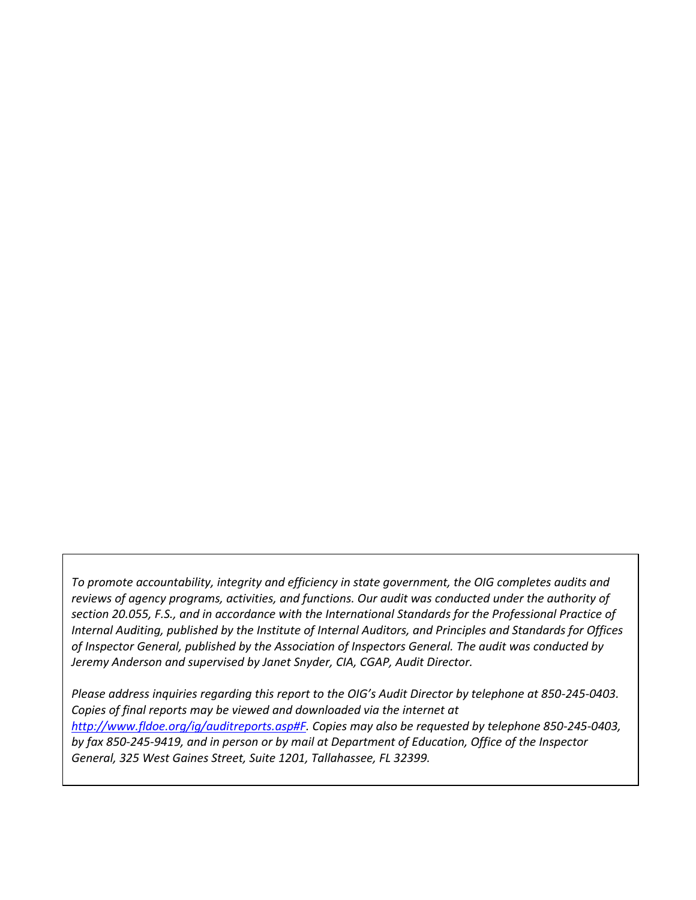*To promote accountability, integrity and efficiency in state government, the OIG completes audits and reviews of agency programs, activities, and functions. Our audit was conducted under the authority of section 20.055, F.S., and in accordance with the International Standards for the Professional Practice of Internal Auditing, published by the Institute of Internal Auditors, and Principles and Standards for Offices of Inspector General, published by the Association of Inspectors General. The audit was conducted by Jeremy Anderson and supervised by Janet Snyder, CIA, CGAP, Audit Director.*

*Please address inquiries regarding this report to the OIG's Audit Director by telephone at 850-245-0403. Copies of final reports may be viewed and downloaded via the internet at [http://www.fldoe.org/ig/auditreports.asp#F](http://www.fldoe.org/ig/auditreports.asp#F). Copies may also be requested by telephone 850-245-0403, by fax 850-245-9419, and in person or by mail at Department of Education, Office of the Inspector General, 325 West Gaines Street, Suite 1201, Tallahassee, FL 32399.*